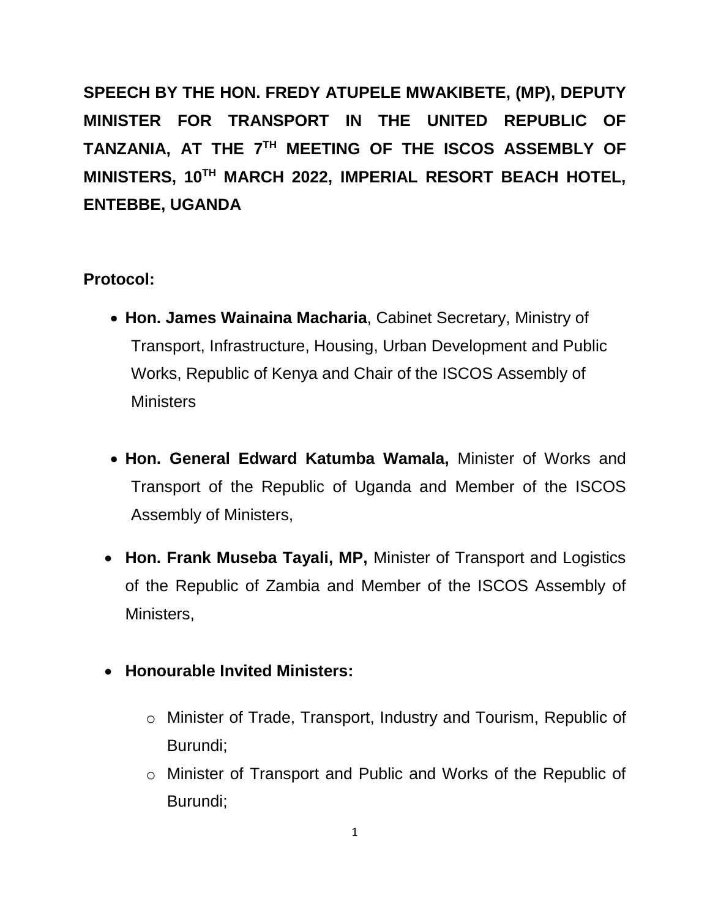**SPEECH BY THE HON. FREDY ATUPELE MWAKIBETE, (MP), DEPUTY MINISTER FOR TRANSPORT IN THE UNITED REPUBLIC OF TANZANIA, AT THE 7TH MEETING OF THE ISCOS ASSEMBLY OF MINISTERS, 10TH MARCH 2022, IMPERIAL RESORT BEACH HOTEL, ENTEBBE, UGANDA**

**Protocol:**

- **Hon. James Wainaina Macharia**, Cabinet Secretary, Ministry of Transport, Infrastructure, Housing, Urban Development and Public Works, Republic of Kenya and Chair of the ISCOS Assembly of Ministers

- **Hon. General Edward Katumba Wamala,** Minister of Works and Transport of the Republic of Uganda and Member of the ISCOS Assembly of Ministers,

- **Hon. Frank Museba Tayali, MP,** Minister of Transport and Logistics of the Republic of Zambia and Member of the ISCOS Assembly of Ministers,

- **Honourable Invited Ministers:**
  - Minister of Trade, Transport, Industry and Tourism, Republic of Burundi;
  - Minister of Transport and Public and Works of the Republic of Burundi;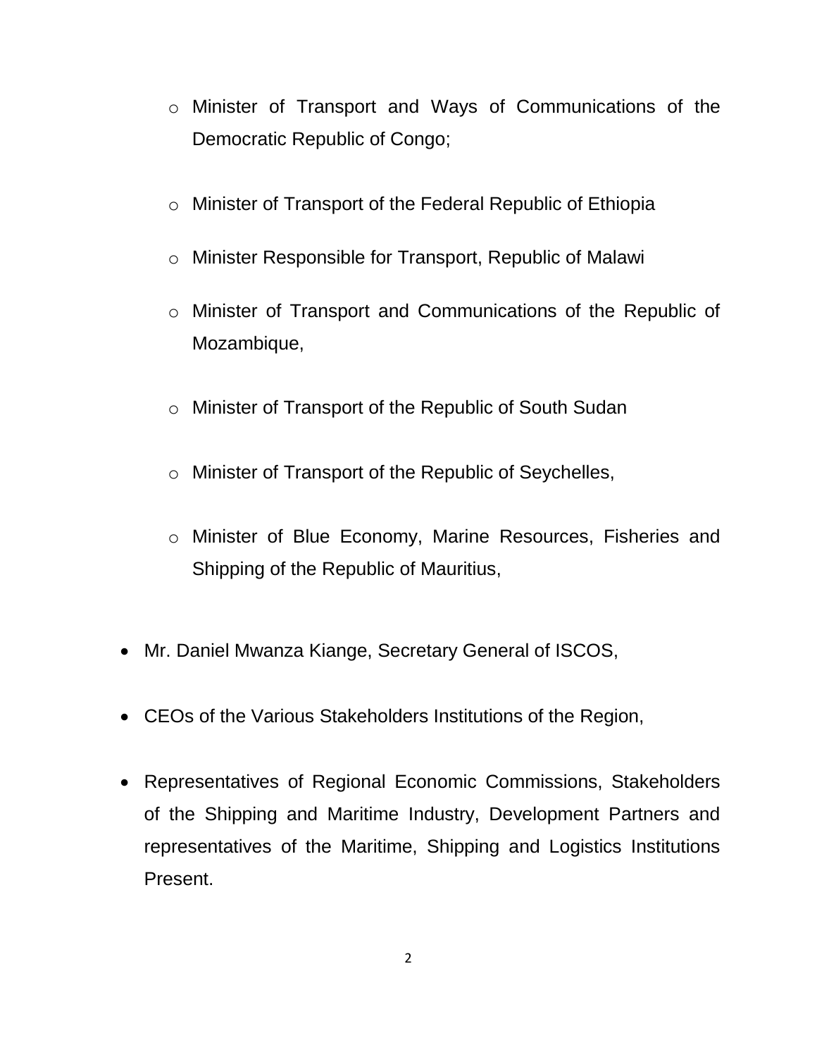- Minister of Transport and Ways of Communications of the Democratic Republic of Congo;
  - Minister of Transport of the Federal Republic of Ethiopia
  - Minister Responsible for Transport, Republic of Malawi
  - Minister of Transport and Communications of the Republic of Mozambique,
  - Minister of Transport of the Republic of South Sudan
  - Minister of Transport of the Republic of Seychelles,
  - Minister of Blue Economy, Marine Resources, Fisheries and Shipping of the Republic of Mauritius,

- Mr. Daniel Mwanza Kiange, Secretary General of ISCOS,

- CEOs of the Various Stakeholders Institutions of the Region,

- Representatives of Regional Economic Commissions, Stakeholders of the Shipping and Maritime Industry, Development Partners and representatives of the Maritime, Shipping and Logistics Institutions Present.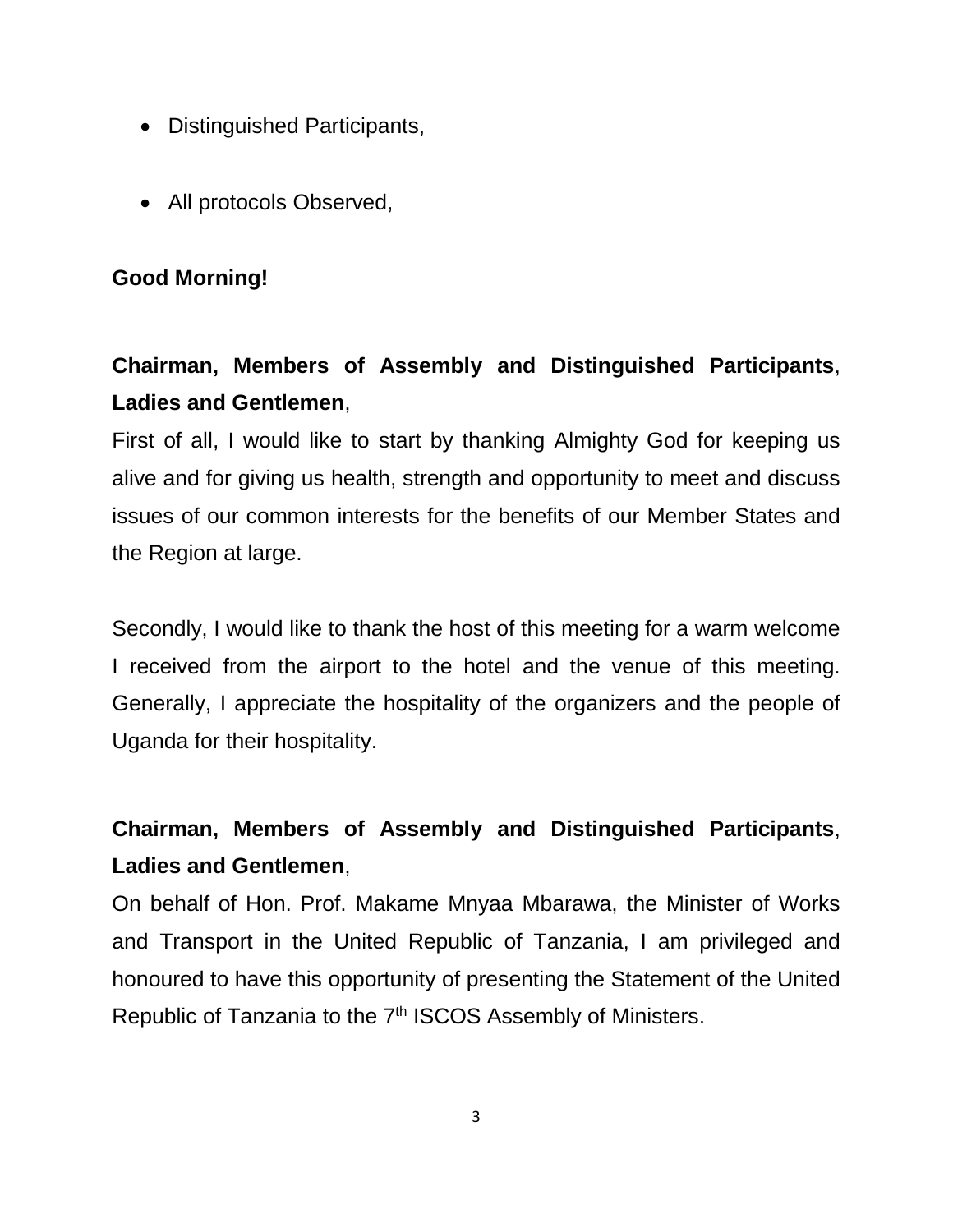- Distinguished Participants,
- All protocols Observed,

**Good Morning!**

**Chairman, Members of Assembly and Distinguished Participants**, **Ladies and Gentlemen**,

First of all, I would like to start by thanking Almighty God for keeping us alive and for giving us health, strength and opportunity to meet and discuss issues of our common interests for the benefits of our Member States and the Region at large.

Secondly, I would like to thank the host of this meeting for a warm welcome I received from the airport to the hotel and the venue of this meeting. Generally, I appreciate the hospitality of the organizers and the people of Uganda for their hospitality.

**Chairman, Members of Assembly and Distinguished Participants**, **Ladies and Gentlemen**,

On behalf of Hon. Prof. Makame Mnyaa Mbarawa, the Minister of Works and Transport in the United Republic of Tanzania, I am privileged and honoured to have this opportunity of presenting the Statement of the United Republic of Tanzania to the 7th ISCOS Assembly of Ministers.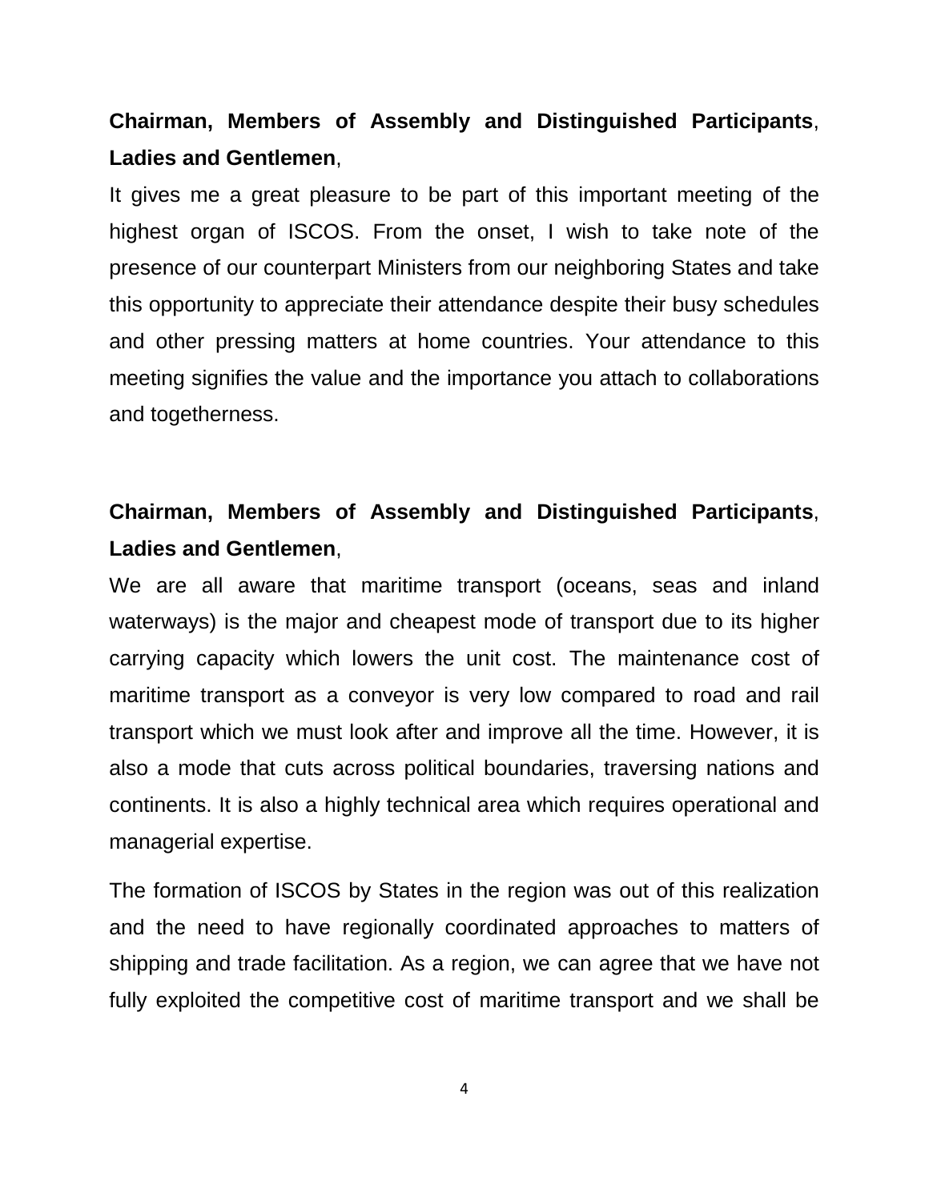**Chairman, Members of Assembly and Distinguished Participants**, **Ladies and Gentlemen**,

It gives me a great pleasure to be part of this important meeting of the highest organ of ISCOS. From the onset, I wish to take note of the presence of our counterpart Ministers from our neighboring States and take this opportunity to appreciate their attendance despite their busy schedules and other pressing matters at home countries. Your attendance to this meeting signifies the value and the importance you attach to collaborations and togetherness.

**Chairman, Members of Assembly and Distinguished Participants**, **Ladies and Gentlemen**,

We are all aware that maritime transport (oceans, seas and inland waterways) is the major and cheapest mode of transport due to its higher carrying capacity which lowers the unit cost. The maintenance cost of maritime transport as a conveyor is very low compared to road and rail transport which we must look after and improve all the time. However, it is also a mode that cuts across political boundaries, traversing nations and continents. It is also a highly technical area which requires operational and managerial expertise.

The formation of ISCOS by States in the region was out of this realization and the need to have regionally coordinated approaches to matters of shipping and trade facilitation. As a region, we can agree that we have not fully exploited the competitive cost of maritime transport and we shall be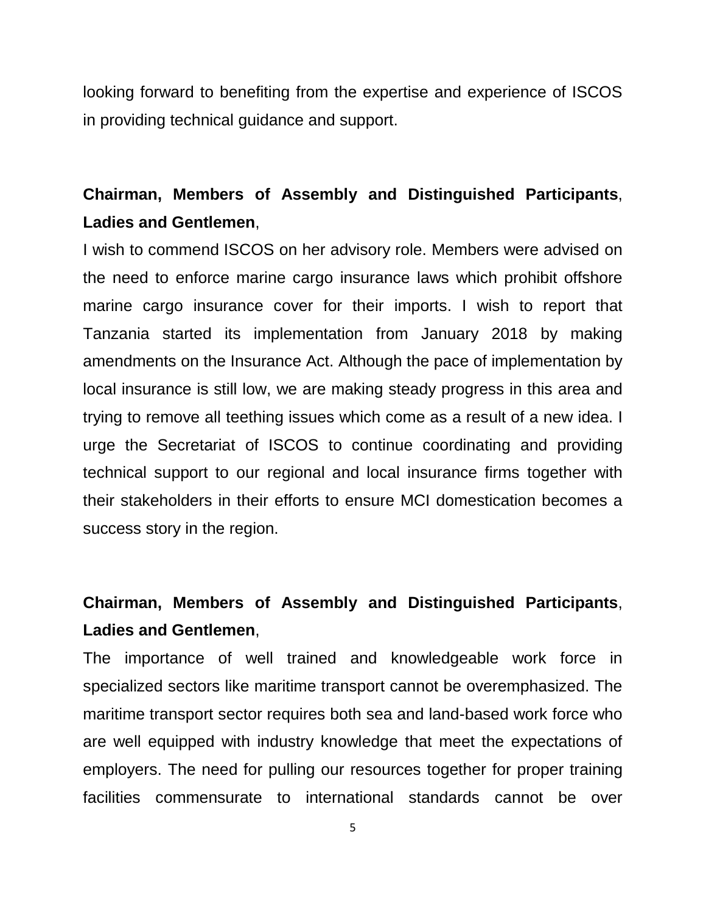looking forward to benefiting from the expertise and experience of ISCOS in providing technical guidance and support.

**Chairman, Members of Assembly and Distinguished Participants**, **Ladies and Gentlemen**,

I wish to commend ISCOS on her advisory role. Members were advised on the need to enforce marine cargo insurance laws which prohibit offshore marine cargo insurance cover for their imports. I wish to report that Tanzania started its implementation from January 2018 by making amendments on the Insurance Act. Although the pace of implementation by local insurance is still low, we are making steady progress in this area and trying to remove all teething issues which come as a result of a new idea. I urge the Secretariat of ISCOS to continue coordinating and providing technical support to our regional and local insurance firms together with their stakeholders in their efforts to ensure MCI domestication becomes a success story in the region.

**Chairman, Members of Assembly and Distinguished Participants**, **Ladies and Gentlemen**,

The importance of well trained and knowledgeable work force in specialized sectors like maritime transport cannot be overemphasized. The maritime transport sector requires both sea and land-based work force who are well equipped with industry knowledge that meet the expectations of employers. The need for pulling our resources together for proper training facilities commensurate to international standards cannot be over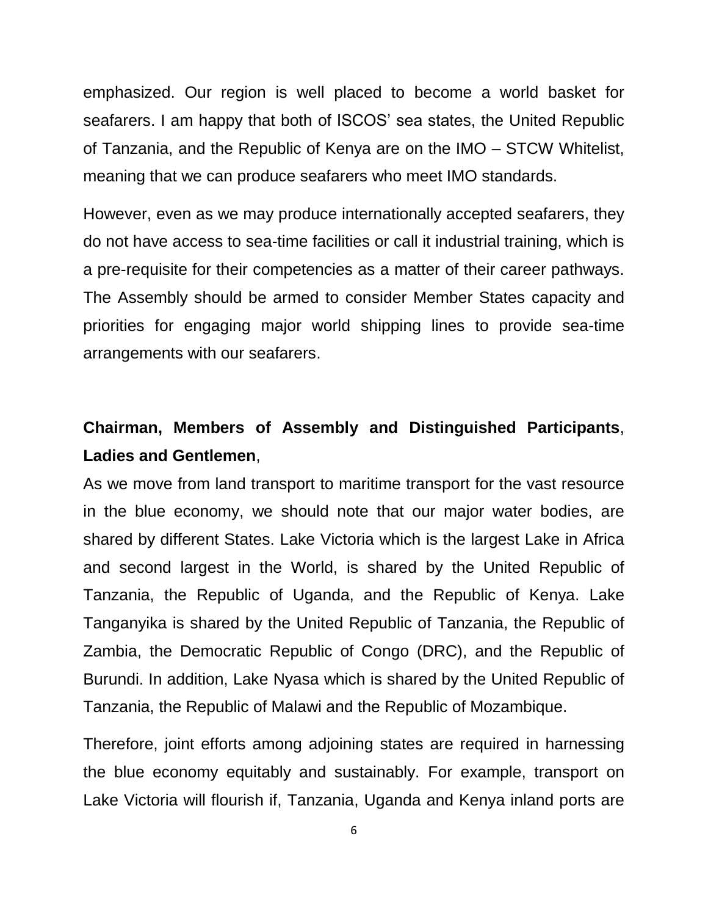emphasized. Our region is well placed to become a world basket for seafarers. I am happy that both of ISCOS' sea states, the United Republic of Tanzania, and the Republic of Kenya are on the IMO – STCW Whitelist, meaning that we can produce seafarers who meet IMO standards.

However, even as we may produce internationally accepted seafarers, they do not have access to sea-time facilities or call it industrial training, which is a pre-requisite for their competencies as a matter of their career pathways. The Assembly should be armed to consider Member States capacity and priorities for engaging major world shipping lines to provide sea-time arrangements with our seafarers.

**Chairman, Members of Assembly and Distinguished Participants**, **Ladies and Gentlemen**,

As we move from land transport to maritime transport for the vast resource in the blue economy, we should note that our major water bodies, are shared by different States. Lake Victoria which is the largest Lake in Africa and second largest in the World, is shared by the United Republic of Tanzania, the Republic of Uganda, and the Republic of Kenya. Lake Tanganyika is shared by the United Republic of Tanzania, the Republic of Zambia, the Democratic Republic of Congo (DRC), and the Republic of Burundi. In addition, Lake Nyasa which is shared by the United Republic of Tanzania, the Republic of Malawi and the Republic of Mozambique.

Therefore, joint efforts among adjoining states are required in harnessing the blue economy equitably and sustainably. For example, transport on Lake Victoria will flourish if, Tanzania, Uganda and Kenya inland ports are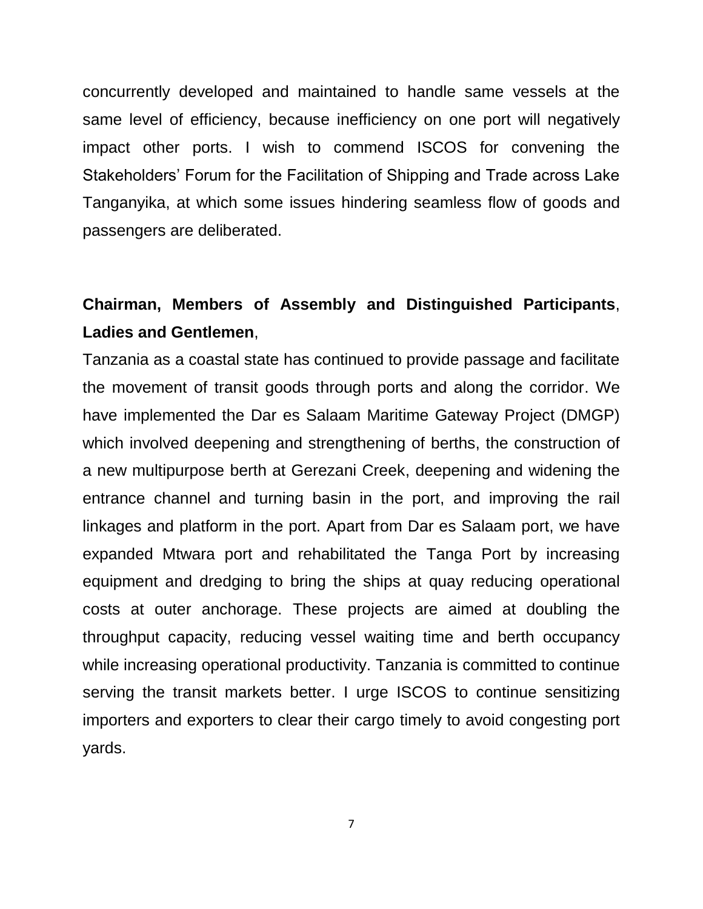concurrently developed and maintained to handle same vessels at the same level of efficiency, because inefficiency on one port will negatively impact other ports. I wish to commend ISCOS for convening the Stakeholders' Forum for the Facilitation of Shipping and Trade across Lake Tanganyika, at which some issues hindering seamless flow of goods and passengers are deliberated.

**Chairman, Members of Assembly and Distinguished Participants**, **Ladies and Gentlemen**,

Tanzania as a coastal state has continued to provide passage and facilitate the movement of transit goods through ports and along the corridor. We have implemented the Dar es Salaam Maritime Gateway Project (DMGP) which involved deepening and strengthening of berths, the construction of a new multipurpose berth at Gerezani Creek, deepening and widening the entrance channel and turning basin in the port, and improving the rail linkages and platform in the port. Apart from Dar es Salaam port, we have expanded Mtwara port and rehabilitated the Tanga Port by increasing equipment and dredging to bring the ships at quay reducing operational costs at outer anchorage. These projects are aimed at doubling the throughput capacity, reducing vessel waiting time and berth occupancy while increasing operational productivity. Tanzania is committed to continue serving the transit markets better. I urge ISCOS to continue sensitizing importers and exporters to clear their cargo timely to avoid congesting port yards.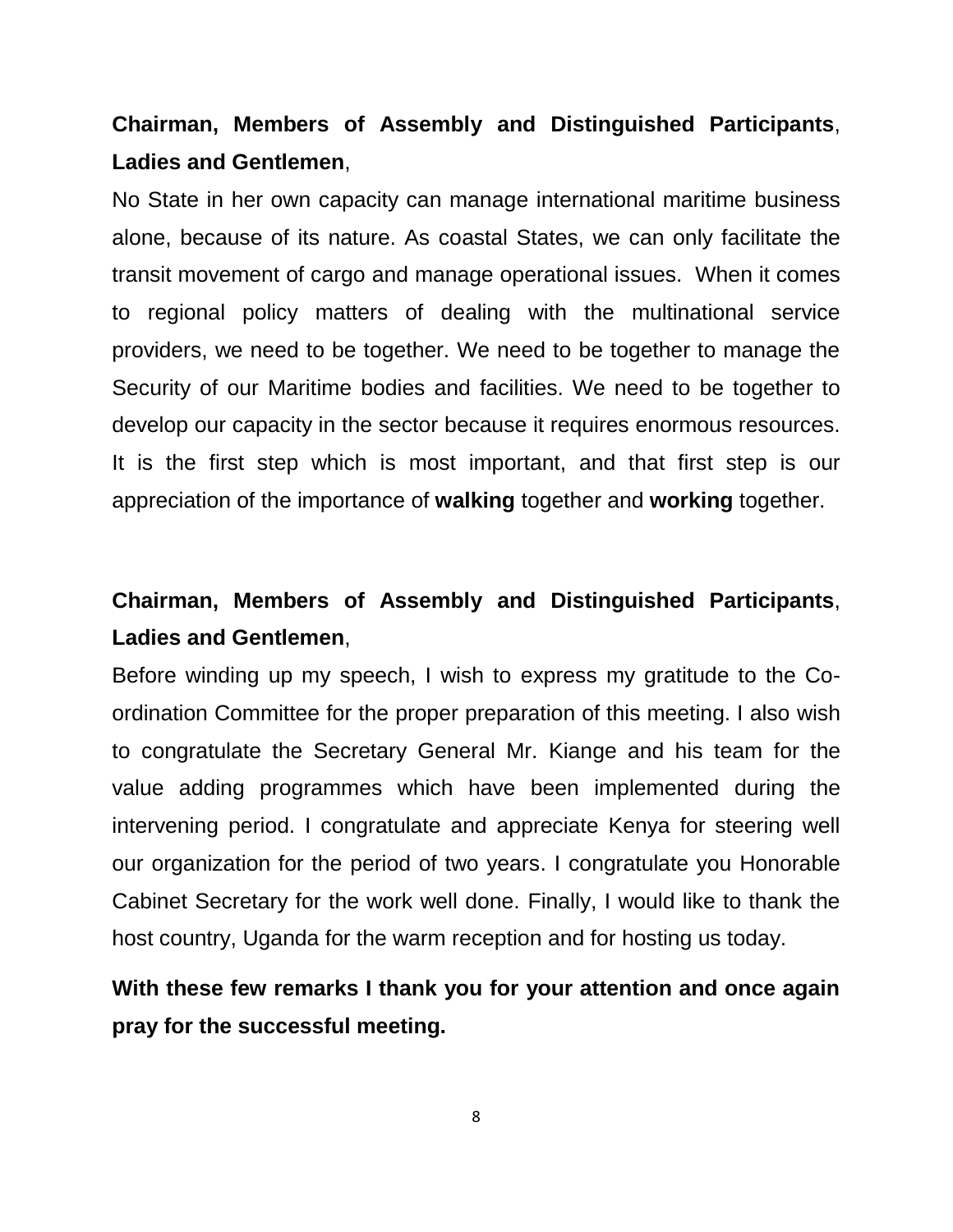**Chairman, Members of Assembly and Distinguished Participants**, **Ladies and Gentlemen**,

No State in her own capacity can manage international maritime business alone, because of its nature. As coastal States, we can only facilitate the transit movement of cargo and manage operational issues. When it comes to regional policy matters of dealing with the multinational service providers, we need to be together. We need to be together to manage the Security of our Maritime bodies and facilities. We need to be together to develop our capacity in the sector because it requires enormous resources. It is the first step which is most important, and that first step is our appreciation of the importance of **walking** together and **working** together.

**Chairman, Members of Assembly and Distinguished Participants**, **Ladies and Gentlemen**,

Before winding up my speech, I wish to express my gratitude to the Co-ordination Committee for the proper preparation of this meeting. I also wish to congratulate the Secretary General Mr. Kiange and his team for the value adding programmes which have been implemented during the intervening period. I congratulate and appreciate Kenya for steering well our organization for the period of two years. I congratulate you Honorable Cabinet Secretary for the work well done. Finally, I would like to thank the host country, Uganda for the warm reception and for hosting us today.

**With these few remarks I thank you for your attention and once again pray for the successful meeting.**